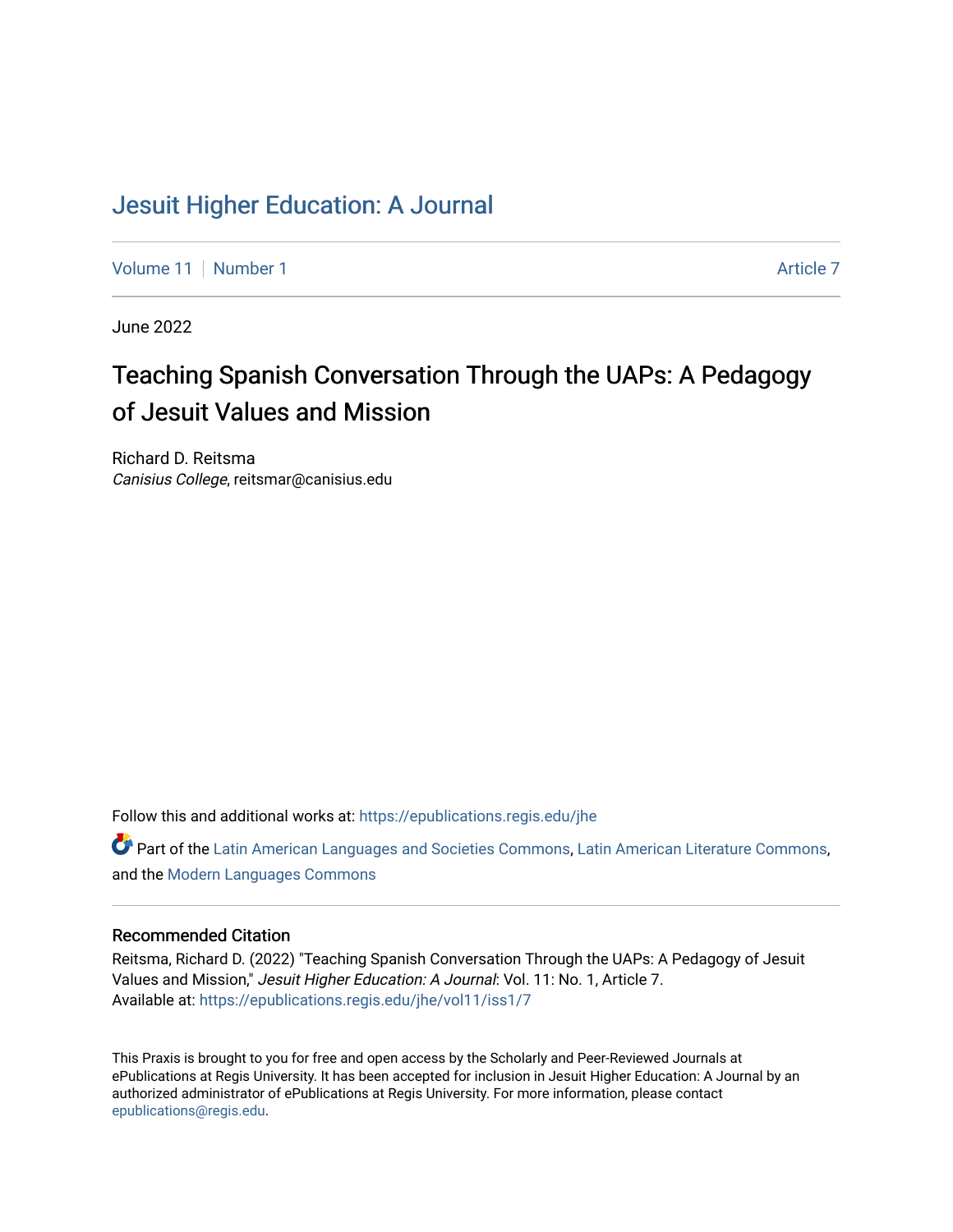# Jesuit Higher Education: A Journal

Volume 11 | Number 1 | Article 7

June 2022

## Teaching Spanish Conversation Through the UAPs: A Pedagogy of Jesuit Values and Mission

Richard D. Reitsma
*Canisius College*, reitsmar@canisius.edu

Follow this and additional works at: https://epublications.regis.edu/jhe

Part of the Latin American Languages and Societies Commons, Latin American Literature Commons, and the Modern Languages Commons

### Recommended Citation

Reitsma, Richard D. (2022) "Teaching Spanish Conversation Through the UAPs: A Pedagogy of Jesuit Values and Mission," *Jesuit Higher Education: A Journal*: Vol. 11: No. 1, Article 7.
Available at: https://epublications.regis.edu/jhe/vol11/iss1/7

This Praxis is brought to you for free and open access by the Scholarly and Peer-Reviewed Journals at ePublications at Regis University. It has been accepted for inclusion in Jesuit Higher Education: A Journal by an authorized administrator of ePublications at Regis University. For more information, please contact epublications@regis.edu.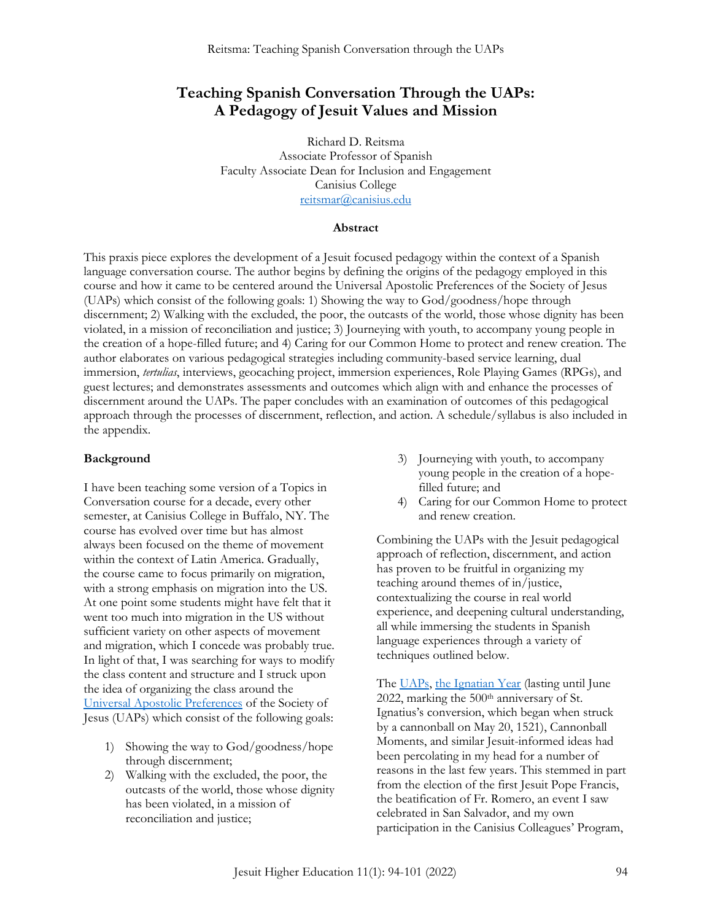# Teaching Spanish Conversation Through the UAPs: A Pedagogy of Jesuit Values and Mission

Richard D. Reitsma
Associate Professor of Spanish
Faculty Associate Dean for Inclusion and Engagement
Canisius College
reitsmar@canisius.edu

### Abstract

This praxis piece explores the development of a Jesuit focused pedagogy within the context of a Spanish language conversation course. The author begins by defining the origins of the pedagogy employed in this course and how it came to be centered around the Universal Apostolic Preferences of the Society of Jesus (UAPs) which consist of the following goals: 1) Showing the way to God/goodness/hope through discernment; 2) Walking with the excluded, the poor, the outcasts of the world, those whose dignity has been violated, in a mission of reconciliation and justice; 3) Journeying with youth, to accompany young people in the creation of a hope-filled future; and 4) Caring for our Common Home to protect and renew creation. The author elaborates on various pedagogical strategies including community-based service learning, dual immersion, *tertulias*, interviews, geocaching project, immersion experiences, Role Playing Games (RPGs), and guest lectures; and demonstrates assessments and outcomes which align with and enhance the processes of discernment around the UAPs. The paper concludes with an examination of outcomes of this pedagogical approach through the processes of discernment, reflection, and action. A schedule/syllabus is also included in the appendix.

### Background

I have been teaching some version of a Topics in Conversation course for a decade, every other semester, at Canisius College in Buffalo, NY. The course has evolved over time but has almost always been focused on the theme of movement within the context of Latin America. Gradually, the course came to focus primarily on migration, with a strong emphasis on migration into the US. At one point some students might have felt that it went too much into migration in the US without sufficient variety on other aspects of movement and migration, which I concede was probably true. In light of that, I was searching for ways to modify the class content and structure and I struck upon the idea of organizing the class around the Universal Apostolic Preferences of the Society of Jesus (UAPs) which consist of the following goals:

1) Showing the way to God/goodness/hope through discernment;
2) Walking with the excluded, the poor, the outcasts of the world, those whose dignity has been violated, in a mission of reconciliation and justice;
3) Journeying with youth, to accompany young people in the creation of a hope-filled future; and
4) Caring for our Common Home to protect and renew creation.

Combining the UAPs with the Jesuit pedagogical approach of reflection, discernment, and action has proven to be fruitful in organizing my teaching around themes of in/justice, contextualizing the course in real world experience, and deepening cultural understanding, all while immersing the students in Spanish language experiences through a variety of techniques outlined below.

The UAPs, the Ignatian Year (lasting until June 2022, marking the 500th anniversary of St. Ignatius's conversion, which began when struck by a cannonball on May 20, 1521), Cannonball Moments, and similar Jesuit-informed ideas had been percolating in my head for a number of reasons in the last few years. This stemmed in part from the election of the first Jesuit Pope Francis, the beatification of Fr. Romero, an event I saw celebrated in San Salvador, and my own participation in the Canisius Colleagues' Program,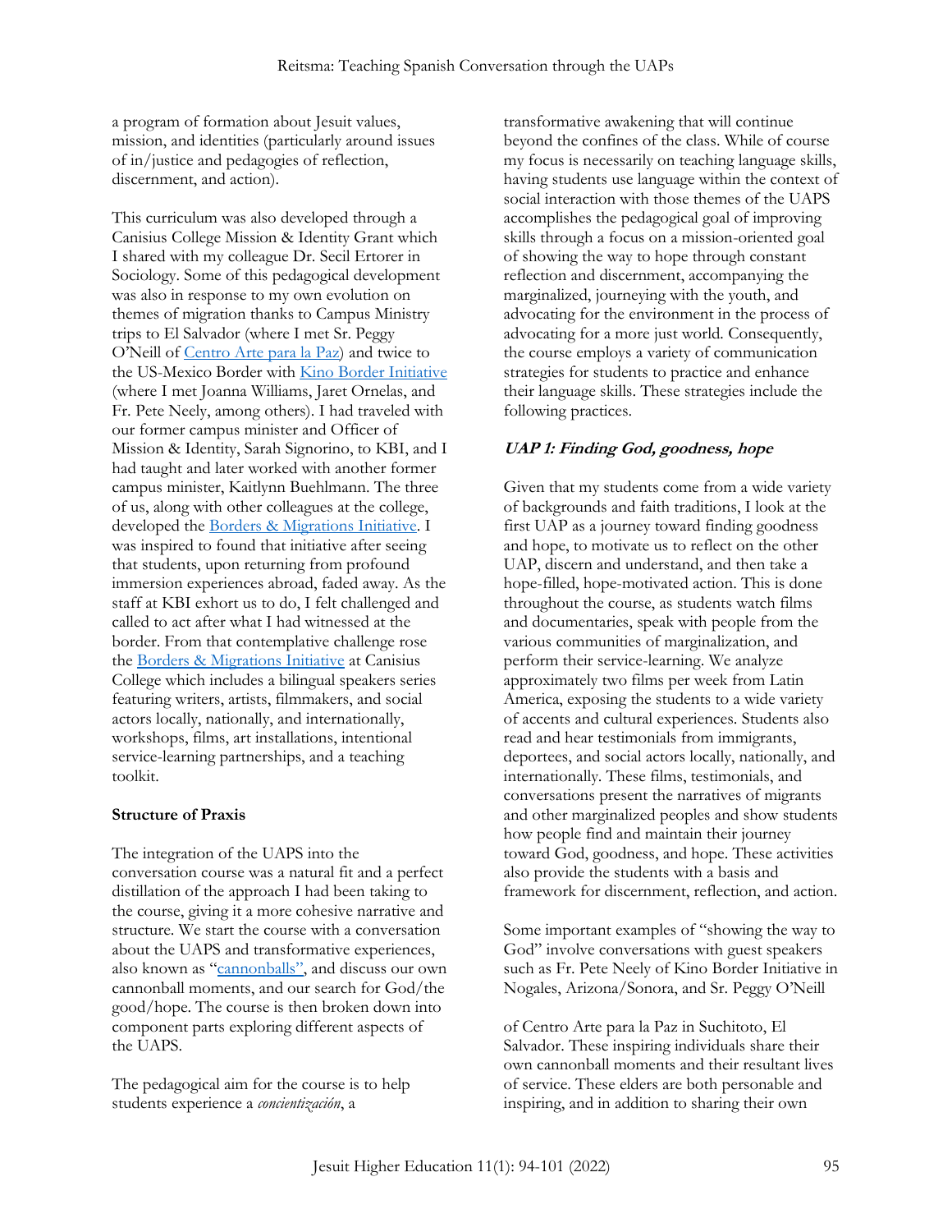a program of formation about Jesuit values, mission, and identities (particularly around issues of in/justice and pedagogies of reflection, discernment, and action).

This curriculum was also developed through a Canisius College Mission & Identity Grant which I shared with my colleague Dr. Secil Ertorer in Sociology. Some of this pedagogical development was also in response to my own evolution on themes of migration thanks to Campus Ministry trips to El Salvador (where I met Sr. Peggy O'Neill of Centro Arte para la Paz) and twice to the US-Mexico Border with Kino Border Initiative (where I met Joanna Williams, Jaret Ornelas, and Fr. Pete Neely, among others). I had traveled with our former campus minister and Officer of Mission & Identity, Sarah Signorino, to KBI, and I had taught and later worked with another former campus minister, Kaitlynn Buehlmann. The three of us, along with other colleagues at the college, developed the Borders & Migrations Initiative. I was inspired to found that initiative after seeing that students, upon returning from profound immersion experiences abroad, faded away. As the staff at KBI exhort us to do, I felt challenged and called to act after what I had witnessed at the border. From that contemplative challenge rose the Borders & Migrations Initiative at Canisius College which includes a bilingual speakers series featuring writers, artists, filmmakers, and social actors locally, nationally, and internationally, workshops, films, art installations, intentional service-learning partnerships, and a teaching toolkit.

**Structure of Praxis**

The integration of the UAPS into the conversation course was a natural fit and a perfect distillation of the approach I had been taking to the course, giving it a more cohesive narrative and structure. We start the course with a conversation about the UAPS and transformative experiences, also known as "cannonballs", and discuss our own cannonball moments, and our search for God/the good/hope. The course is then broken down into component parts exploring different aspects of the UAPS.

The pedagogical aim for the course is to help students experience a *concientización*, a transformative awakening that will continue beyond the confines of the class. While of course my focus is necessarily on teaching language skills, having students use language within the context of social interaction with those themes of the UAPS accomplishes the pedagogical goal of improving skills through a focus on a mission-oriented goal of showing the way to hope through constant reflection and discernment, accompanying the marginalized, journeying with the youth, and advocating for the environment in the process of advocating for a more just world. Consequently, the course employs a variety of communication strategies for students to practice and enhance their language skills. These strategies include the following practices.

***UAP 1: Finding God, goodness, hope***

Given that my students come from a wide variety of backgrounds and faith traditions, I look at the first UAP as a journey toward finding goodness and hope, to motivate us to reflect on the other UAP, discern and understand, and then take a hope-filled, hope-motivated action. This is done throughout the course, as students watch films and documentaries, speak with people from the various communities of marginalization, and perform their service-learning. We analyze approximately two films per week from Latin America, exposing the students to a wide variety of accents and cultural experiences. Students also read and hear testimonials from immigrants, deportees, and social actors locally, nationally, and internationally. These films, testimonials, and conversations present the narratives of migrants and other marginalized peoples and show students how people find and maintain their journey toward God, goodness, and hope. These activities also provide the students with a basis and framework for discernment, reflection, and action.

Some important examples of "showing the way to God" involve conversations with guest speakers such as Fr. Pete Neely of Kino Border Initiative in Nogales, Arizona/Sonora, and Sr. Peggy O'Neill of Centro Arte para la Paz in Suchitoto, El Salvador. These inspiring individuals share their own cannonball moments and their resultant lives of service. These elders are both personable and inspiring, and in addition to sharing their own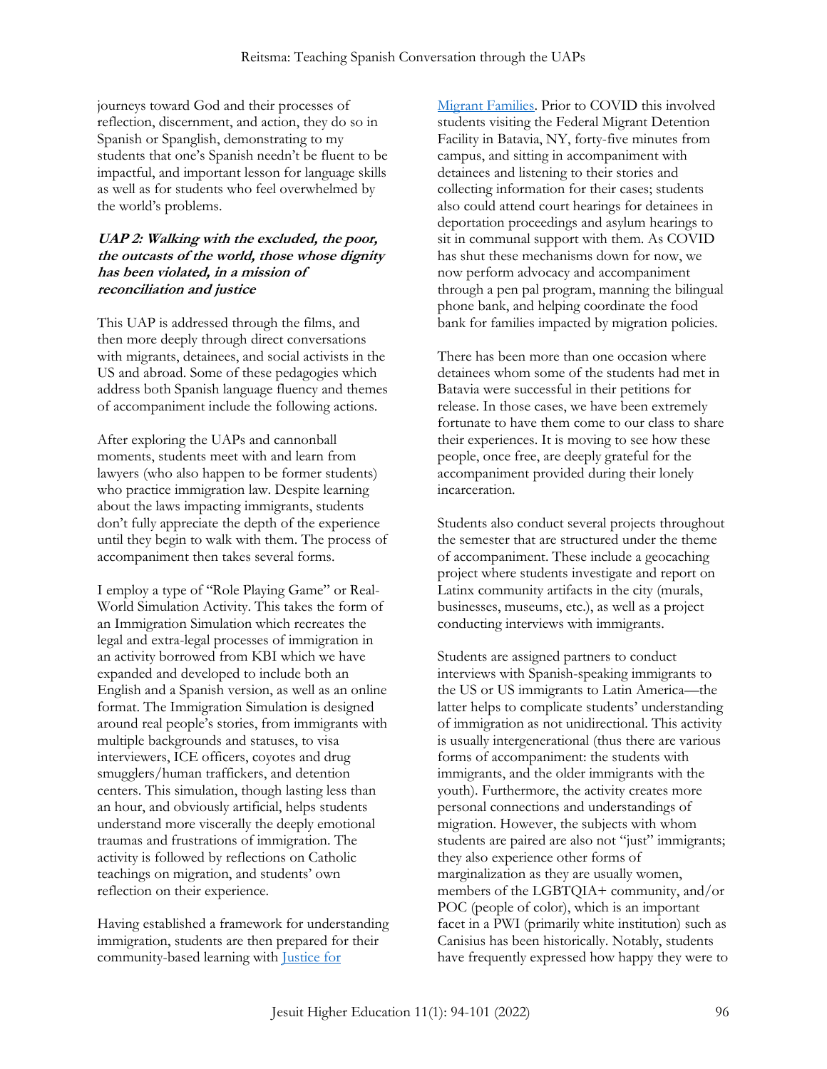journeys toward God and their processes of reflection, discernment, and action, they do so in Spanish or Spanglish, demonstrating to my students that one's Spanish needn't be fluent to be impactful, and important lesson for language skills as well as for students who feel overwhelmed by the world's problems.

### ***UAP 2: Walking with the excluded, the poor, the outcasts of the world, those whose dignity has been violated, in a mission of reconciliation and justice***

This UAP is addressed through the films, and then more deeply through direct conversations with migrants, detainees, and social activists in the US and abroad. Some of these pedagogies which address both Spanish language fluency and themes of accompaniment include the following actions.

After exploring the UAPs and cannonball moments, students meet with and learn from lawyers (who also happen to be former students) who practice immigration law. Despite learning about the laws impacting immigrants, students don't fully appreciate the depth of the experience until they begin to walk with them. The process of accompaniment then takes several forms.

I employ a type of "Role Playing Game" or Real-World Simulation Activity. This takes the form of an Immigration Simulation which recreates the legal and extra-legal processes of immigration in an activity borrowed from KBI which we have expanded and developed to include both an English and a Spanish version, as well as an online format. The Immigration Simulation is designed around real people's stories, from immigrants with multiple backgrounds and statuses, to visa interviewers, ICE officers, coyotes and drug smugglers/human traffickers, and detention centers. This simulation, though lasting less than an hour, and obviously artificial, helps students understand more viscerally the deeply emotional traumas and frustrations of immigration. The activity is followed by reflections on Catholic teachings on migration, and students' own reflection on their experience.

Having established a framework for understanding immigration, students are then prepared for their community-based learning with Justice for Migrant Families. Prior to COVID this involved students visiting the Federal Migrant Detention Facility in Batavia, NY, forty-five minutes from campus, and sitting in accompaniment with detainees and listening to their stories and collecting information for their cases; students also could attend court hearings for detainees in deportation proceedings and asylum hearings to sit in communal support with them. As COVID has shut these mechanisms down for now, we now perform advocacy and accompaniment through a pen pal program, manning the bilingual phone bank, and helping coordinate the food bank for families impacted by migration policies.

There has been more than one occasion where detainees whom some of the students had met in Batavia were successful in their petitions for release. In those cases, we have been extremely fortunate to have them come to our class to share their experiences. It is moving to see how these people, once free, are deeply grateful for the accompaniment provided during their lonely incarceration.

Students also conduct several projects throughout the semester that are structured under the theme of accompaniment. These include a geocaching project where students investigate and report on Latinx community artifacts in the city (murals, businesses, museums, etc.), as well as a project conducting interviews with immigrants.

Students are assigned partners to conduct interviews with Spanish-speaking immigrants to the US or US immigrants to Latin America—the latter helps to complicate students' understanding of immigration as not unidirectional. This activity is usually intergenerational (thus there are various forms of accompaniment: the students with immigrants, and the older immigrants with the youth). Furthermore, the activity creates more personal connections and understandings of migration. However, the subjects with whom students are paired are also not "just" immigrants; they also experience other forms of marginalization as they are usually women, members of the LGBTQIA+ community, and/or POC (people of color), which is an important facet in a PWI (primarily white institution) such as Canisius has been historically. Notably, students have frequently expressed how happy they were to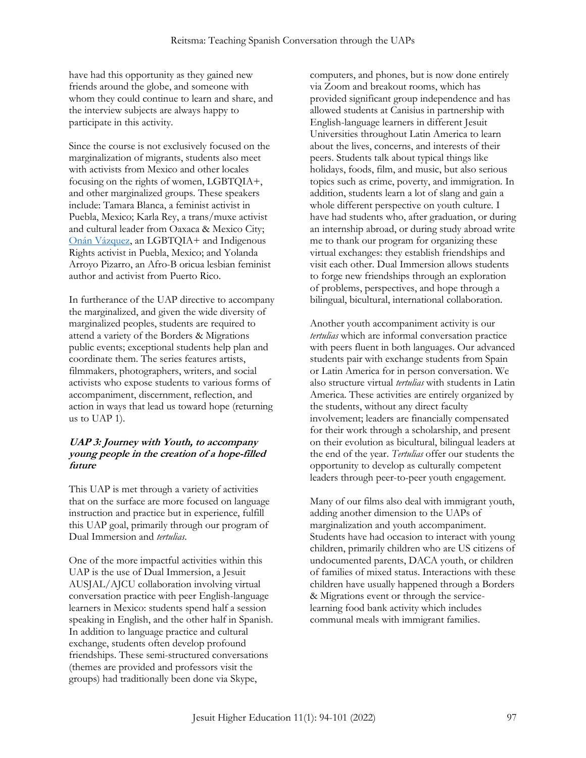have had this opportunity as they gained new friends around the globe, and someone with whom they could continue to learn and share, and the interview subjects are always happy to participate in this activity.

Since the course is not exclusively focused on the marginalization of migrants, students also meet with activists from Mexico and other locales focusing on the rights of women, LGBTQIA+, and other marginalized groups. These speakers include: Tamara Blanca, a feminist activist in Puebla, Mexico; Karla Rey, a trans/muxe activist and cultural leader from Oaxaca & Mexico City; Onán Vázquez, an LGBTQIA+ and Indigenous Rights activist in Puebla, Mexico; and Yolanda Arroyo Pizarro, an Afro-B oricua lesbian feminist author and activist from Puerto Rico.

In furtherance of the UAP directive to accompany the marginalized, and given the wide diversity of marginalized peoples, students are required to attend a variety of the Borders & Migrations public events; exceptional students help plan and coordinate them. The series features artists, filmmakers, photographers, writers, and social activists who expose students to various forms of accompaniment, discernment, reflection, and action in ways that lead us toward hope (returning us to UAP 1).

### ***UAP 3: Journey with Youth, to accompany young people in the creation of a hope-filled future***

This UAP is met through a variety of activities that on the surface are more focused on language instruction and practice but in experience, fulfill this UAP goal, primarily through our program of Dual Immersion and *tertulias*.

One of the more impactful activities within this UAP is the use of Dual Immersion, a Jesuit AUSJAL/AJCU collaboration involving virtual conversation practice with peer English-language learners in Mexico: students spend half a session speaking in English, and the other half in Spanish. In addition to language practice and cultural exchange, students often develop profound friendships. These semi-structured conversations (themes are provided and professors visit the groups) had traditionally been done via Skype, computers, and phones, but is now done entirely via Zoom and breakout rooms, which has provided significant group independence and has allowed students at Canisius in partnership with English-language learners in different Jesuit Universities throughout Latin America to learn about the lives, concerns, and interests of their peers. Students talk about typical things like holidays, foods, film, and music, but also serious topics such as crime, poverty, and immigration. In addition, students learn a lot of slang and gain a whole different perspective on youth culture. I have had students who, after graduation, or during an internship abroad, or during study abroad write me to thank our program for organizing these virtual exchanges: they establish friendships and visit each other. Dual Immersion allows students to forge new friendships through an exploration of problems, perspectives, and hope through a bilingual, bicultural, international collaboration.

Another youth accompaniment activity is our *tertulias* which are informal conversation practice with peers fluent in both languages. Our advanced students pair with exchange students from Spain or Latin America for in person conversation. We also structure virtual *tertulias* with students in Latin America. These activities are entirely organized by the students, without any direct faculty involvement; leaders are financially compensated for their work through a scholarship, and present on their evolution as bicultural, bilingual leaders at the end of the year. *Tertulias* offer our students the opportunity to develop as culturally competent leaders through peer-to-peer youth engagement.

Many of our films also deal with immigrant youth, adding another dimension to the UAPs of marginalization and youth accompaniment. Students have had occasion to interact with young children, primarily children who are US citizens of undocumented parents, DACA youth, or children of families of mixed status. Interactions with these children have usually happened through a Borders & Migrations event or through the service-learning food bank activity which includes communal meals with immigrant families.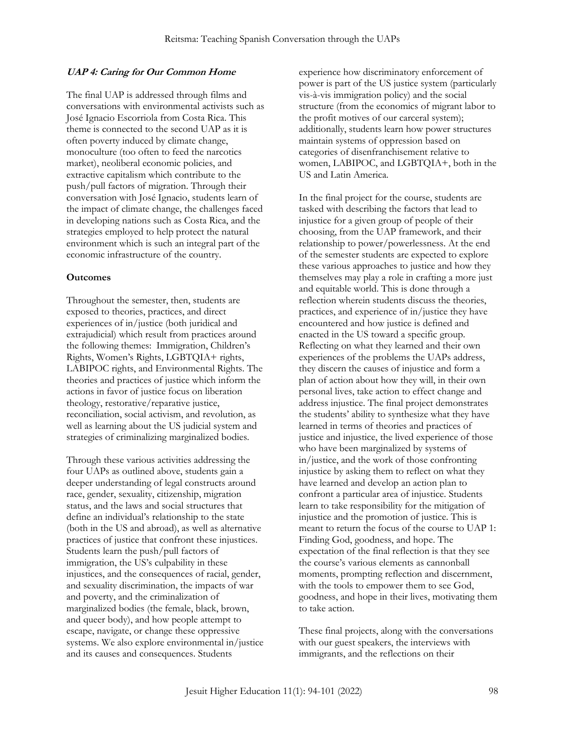### *UAP 4: Caring for Our Common Home*

The final UAP is addressed through films and conversations with environmental activists such as José Ignacio Escorriola from Costa Rica. This theme is connected to the second UAP as it is often poverty induced by climate change, monoculture (too often to feed the narcotics market), neoliberal economic policies, and extractive capitalism which contribute to the push/pull factors of migration. Through their conversation with José Ignacio, students learn of the impact of climate change, the challenges faced in developing nations such as Costa Rica, and the strategies employed to help protect the natural environment which is such an integral part of the economic infrastructure of the country.

## Outcomes

Throughout the semester, then, students are exposed to theories, practices, and direct experiences of in/justice (both juridical and extrajudicial) which result from practices around the following themes: Immigration, Children's Rights, Women's Rights, LGBTQIA+ rights, LABIPOC rights, and Environmental Rights. The theories and practices of justice which inform the actions in favor of justice focus on liberation theology, restorative/reparative justice, reconciliation, social activism, and revolution, as well as learning about the US judicial system and strategies of criminalizing marginalized bodies.

Through these various activities addressing the four UAPs as outlined above, students gain a deeper understanding of legal constructs around race, gender, sexuality, citizenship, migration status, and the laws and social structures that define an individual's relationship to the state (both in the US and abroad), as well as alternative practices of justice that confront these injustices. Students learn the push/pull factors of immigration, the US's culpability in these injustices, and the consequences of racial, gender, and sexuality discrimination, the impacts of war and poverty, and the criminalization of marginalized bodies (the female, black, brown, and queer body), and how people attempt to escape, navigate, or change these oppressive systems. We also explore environmental in/justice and its causes and consequences. Students experience how discriminatory enforcement of power is part of the US justice system (particularly vis-à-vis immigration policy) and the social structure (from the economics of migrant labor to the profit motives of our carceral system); additionally, students learn how power structures maintain systems of oppression based on categories of disenfranchisement relative to women, LABIPOC, and LGBTQIA+, both in the US and Latin America.

In the final project for the course, students are tasked with describing the factors that lead to injustice for a given group of people of their choosing, from the UAP framework, and their relationship to power/powerlessness. At the end of the semester students are expected to explore these various approaches to justice and how they themselves may play a role in crafting a more just and equitable world. This is done through a reflection wherein students discuss the theories, practices, and experience of in/justice they have encountered and how justice is defined and enacted in the US toward a specific group. Reflecting on what they learned and their own experiences of the problems the UAPs address, they discern the causes of injustice and form a plan of action about how they will, in their own personal lives, take action to effect change and address injustice. The final project demonstrates the students' ability to synthesize what they have learned in terms of theories and practices of justice and injustice, the lived experience of those who have been marginalized by systems of in/justice, and the work of those confronting injustice by asking them to reflect on what they have learned and develop an action plan to confront a particular area of injustice. Students learn to take responsibility for the mitigation of injustice and the promotion of justice. This is meant to return the focus of the course to UAP 1: Finding God, goodness, and hope. The expectation of the final reflection is that they see the course's various elements as cannonball moments, prompting reflection and discernment, with the tools to empower them to see God, goodness, and hope in their lives, motivating them to take action.

These final projects, along with the conversations with our guest speakers, the interviews with immigrants, and the reflections on their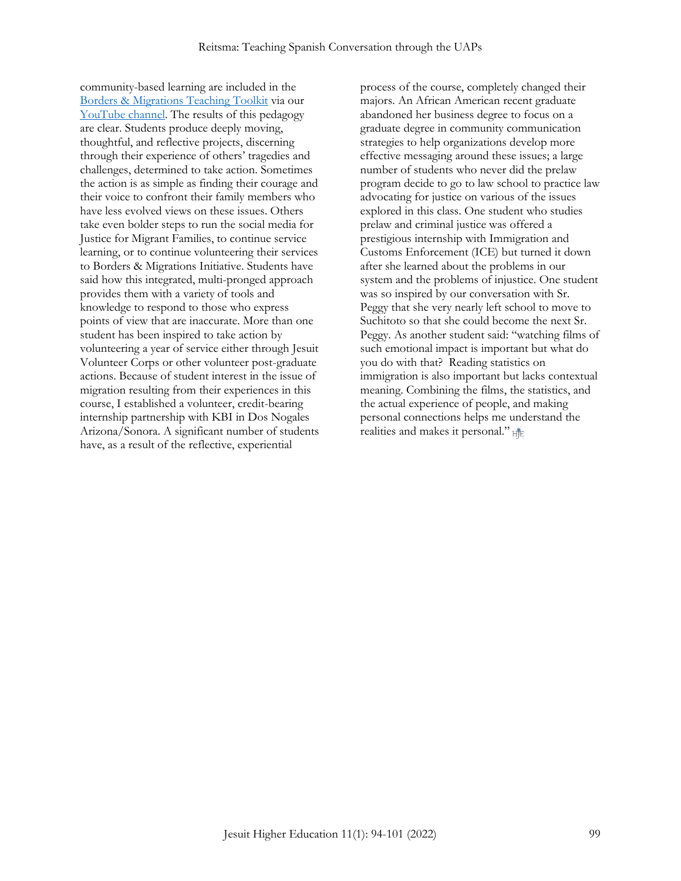community-based learning are included in the [Borders & Migrations Teaching Toolkit](#) via our [YouTube channel](#). The results of this pedagogy are clear. Students produce deeply moving, thoughtful, and reflective projects, discerning through their experience of others' tragedies and challenges, determined to take action. Sometimes the action is as simple as finding their courage and their voice to confront their family members who have less evolved views on these issues. Others take even bolder steps to run the social media for Justice for Migrant Families, to continue service learning, or to continue volunteering their services to Borders & Migrations Initiative. Students have said how this integrated, multi-pronged approach provides them with a variety of tools and knowledge to respond to those who express points of view that are inaccurate. More than one student has been inspired to take action by volunteering a year of service either through Jesuit Volunteer Corps or other volunteer post-graduate actions. Because of student interest in the issue of migration resulting from their experiences in this course, I established a volunteer, credit-bearing internship partnership with KBI in Dos Nogales Arizona/Sonora. A significant number of students have, as a result of the reflective, experiential process of the course, completely changed their majors. An African American recent graduate abandoned her business degree to focus on a graduate degree in community communication strategies to help organizations develop more effective messaging around these issues; a large number of students who never did the prelaw program decide to go to law school to practice law advocating for justice on various of the issues explored in this class. One student who studies prelaw and criminal justice was offered a prestigious internship with Immigration and Customs Enforcement (ICE) but turned it down after she learned about the problems in our system and the problems of injustice. One student was so inspired by our conversation with Sr. Peggy that she very nearly left school to move to Suchitoto so that she could become the next Sr. Peggy. As another student said: "watching films of such emotional impact is important but what do you do with that? Reading statistics on immigration is also important but lacks contextual meaning. Combining the films, the statistics, and the actual experience of people, and making personal connections helps me understand the realities and makes it personal."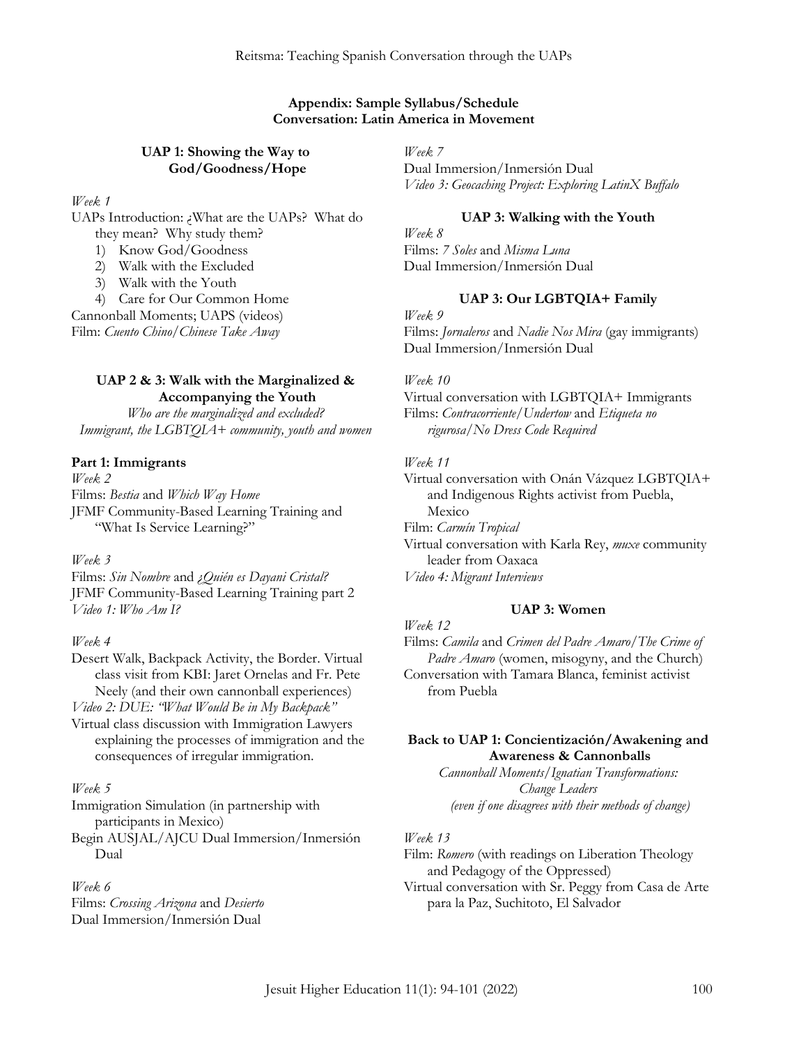## Appendix: Sample Syllabus/Schedule
## Conversation: Latin America in Movement

### UAP 1: Showing the Way to God/Goodness/Hope

*Week 1*

UAPs Introduction: ¿What are the UAPs? What do they mean? Why study them?

1) Know God/Goodness
2) Walk with the Excluded
3) Walk with the Youth
4) Care for Our Common Home

Cannonball Moments; UAPS (videos)
Film: *Cuento Chino/Chinese Take Away*

### UAP 2 & 3: Walk with the Marginalized & Accompanying the Youth

*Who are the marginalized and excluded? Immigrant, the LGBTQIA+ community, youth and women*

**Part 1: Immigrants**

*Week 2*

Films: *Bestia* and *Which Way Home*
JFMF Community-Based Learning Training and "What Is Service Learning?"

*Week 3*

Films: *Sin Nombre* and *¿Quién es Dayani Cristal?*
JFMF Community-Based Learning Training part 2
*Video 1: Who Am I?*

*Week 4*

Desert Walk, Backpack Activity, the Border. Virtual class visit from KBI: Jaret Ornelas and Fr. Pete Neely (and their own cannonball experiences)
*Video 2: DUE: "What Would Be in My Backpack"*
Virtual class discussion with Immigration Lawyers explaining the processes of immigration and the consequences of irregular immigration.

*Week 5*

Immigration Simulation (in partnership with participants in Mexico)
Begin AUSJAL/AJCU Dual Immersion/Inmersión Dual

*Week 6*

Films: *Crossing Arizona* and *Desierto*
Dual Immersion/Inmersión Dual

*Week 7*

Dual Immersion/Inmersión Dual
*Video 3: Geocaching Project: Exploring LatinX Buffalo*

### UAP 3: Walking with the Youth

*Week 8*

Films: *7 Soles* and *Misma Luna*
Dual Immersion/Inmersión Dual

### UAP 3: Our LGBTQIA+ Family

*Week 9*

Films: *Jornaleros* and *Nadie Nos Mira* (gay immigrants)
Dual Immersion/Inmersión Dual

*Week 10*

Virtual conversation with LGBTQIA+ Immigrants
Films: *Contracorriente/Undertow* and *Etiqueta no rigurosa/No Dress Code Required*

*Week 11*

Virtual conversation with Onán Vázquez LGBTQIA+ and Indigenous Rights activist from Puebla, Mexico
Film: *Carmín Tropical*
Virtual conversation with Karla Rey, *muxe* community leader from Oaxaca
*Video 4: Migrant Interviews*

### UAP 3: Women

*Week 12*

Films: *Camila* and *Crimen del Padre Amaro/The Crime of Padre Amaro* (women, misogyny, and the Church)
Conversation with Tamara Blanca, feminist activist from Puebla

### Back to UAP 1: Concientización/Awakening and Awareness & Cannonballs

*Cannonball Moments/Ignatian Transformations: Change Leaders (even if one disagrees with their methods of change)*

*Week 13*

Film: *Romero* (with readings on Liberation Theology and Pedagogy of the Oppressed)
Virtual conversation with Sr. Peggy from Casa de Arte para la Paz, Suchitoto, El Salvador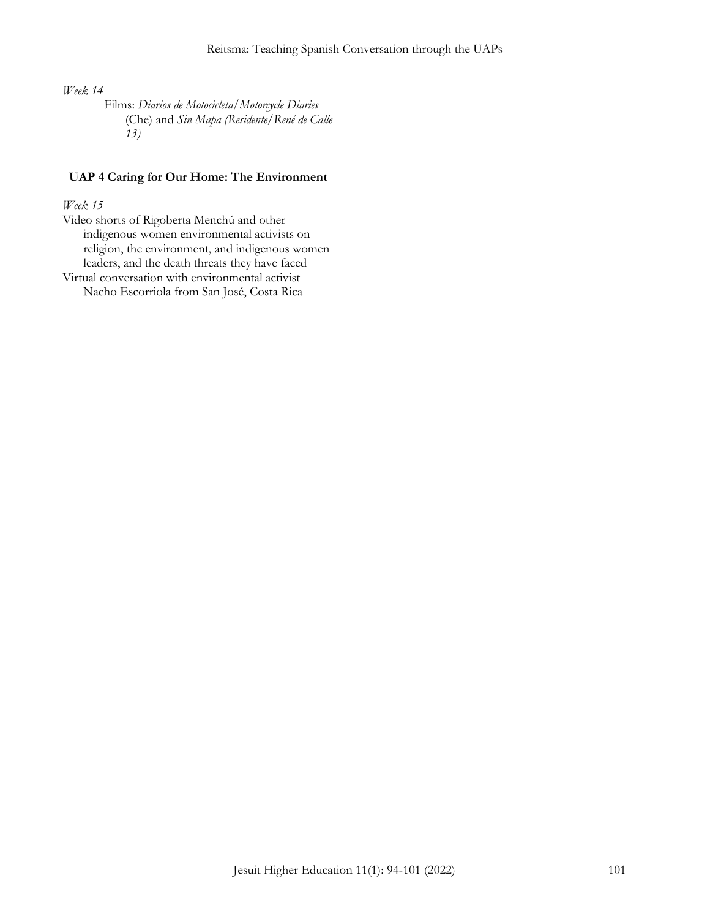*Week 14*

Films: *Diarios de Motocicleta/Motorcycle Diaries* (Che) and *Sin Mapa (Residente/René de Calle 13)*

**UAP 4 Caring for Our Home: The Environment**

*Week 15*

Video shorts of Rigoberta Menchú and other indigenous women environmental activists on religion, the environment, and indigenous women leaders, and the death threats they have faced

Virtual conversation with environmental activist Nacho Escorriola from San José, Costa Rica